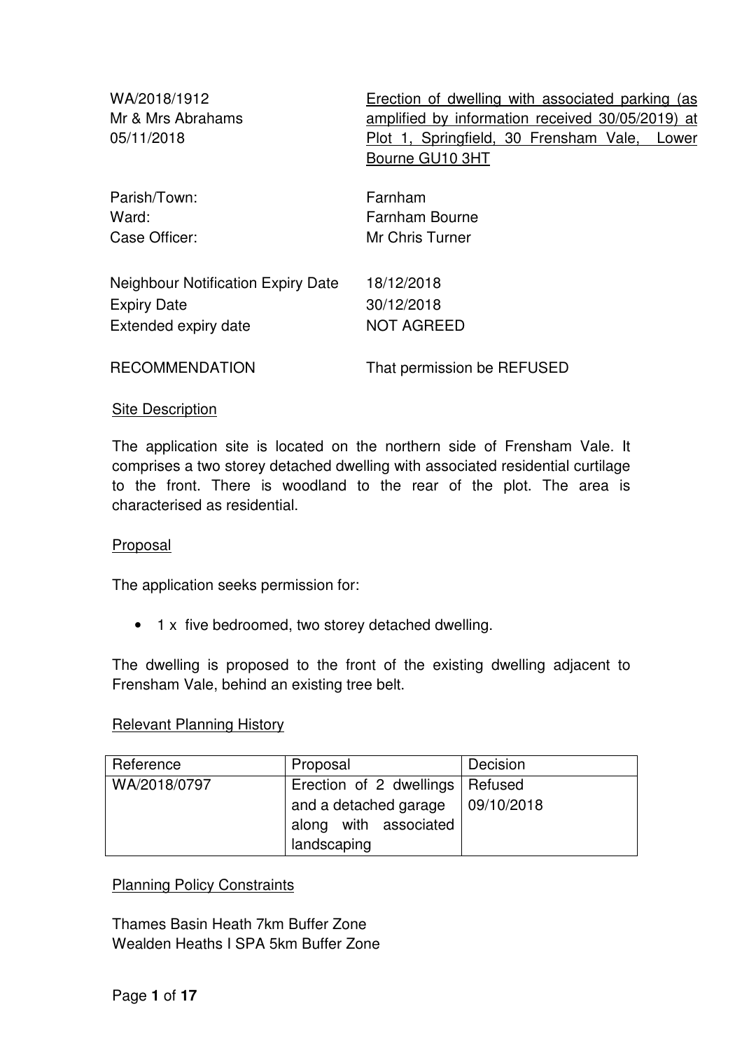| | |
|---|---|
| WA/2018/1912<br>Mr & Mrs Abrahams<br>05/11/2018 | <u>Erection of dwelling with associated parking (as amplified by information received 30/05/2019) at Plot 1, Springfield, 30 Frensham Vale, Lower Bourne GU10 3HT</u> |

| | |
|---|---|
| Parish/Town: | Farnham |
| Ward: | Farnham Bourne |
| Case Officer: | Mr Chris Turner |
| | |
| Neighbour Notification Expiry Date | 18/12/2018 |
| Expiry Date | 30/12/2018 |
| Extended expiry date | NOT AGREED |
| | |
| RECOMMENDATION | That permission be REFUSED |

## Site Description

The application site is located on the northern side of Frensham Vale. It comprises a two storey detached dwelling with associated residential curtilage to the front. There is woodland to the rear of the plot. The area is characterised as residential.

## Proposal

The application seeks permission for:

- 1 x five bedroomed, two storey detached dwelling.

The dwelling is proposed to the front of the existing dwelling adjacent to Frensham Vale, behind an existing tree belt.

## Relevant Planning History

| Reference | Proposal | Decision |
|---|---|---|
| WA/2018/0797 | Erection of 2 dwellings and a detached garage along with associated landscaping | Refused 09/10/2018 |

## Planning Policy Constraints

Thames Basin Heath 7km Buffer Zone
Wealden Heaths I SPA 5km Buffer Zone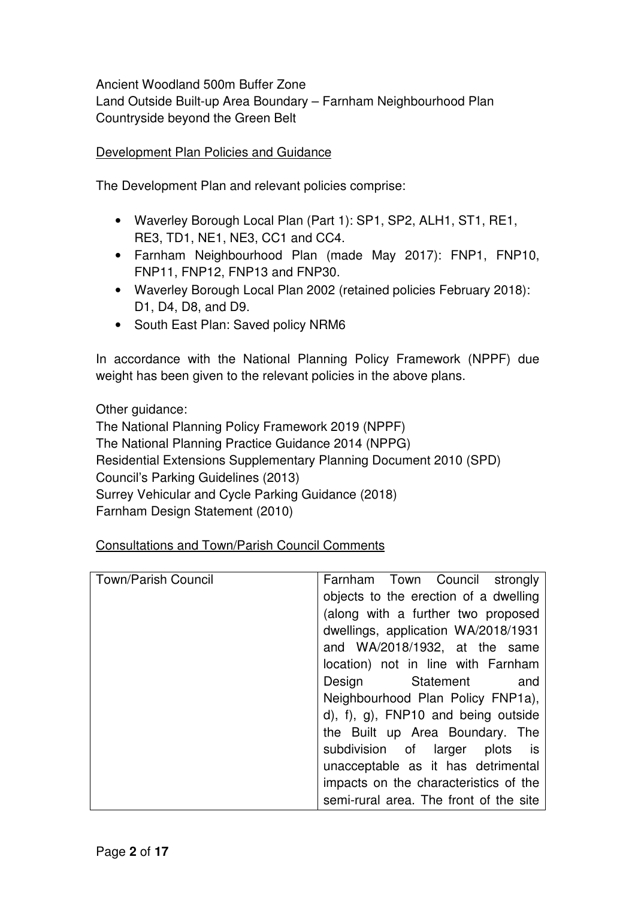Ancient Woodland 500m Buffer Zone
Land Outside Built-up Area Boundary – Farnham Neighbourhood Plan
Countryside beyond the Green Belt

Development Plan Policies and Guidance

The Development Plan and relevant policies comprise:

- Waverley Borough Local Plan (Part 1): SP1, SP2, ALH1, ST1, RE1, RE3, TD1, NE1, NE3, CC1 and CC4.
- Farnham Neighbourhood Plan (made May 2017): FNP1, FNP10, FNP11, FNP12, FNP13 and FNP30.
- Waverley Borough Local Plan 2002 (retained policies February 2018): D1, D4, D8, and D9.
- South East Plan: Saved policy NRM6

In accordance with the National Planning Policy Framework (NPPF) due weight has been given to the relevant policies in the above plans.

Other guidance:
The National Planning Policy Framework 2019 (NPPF)
The National Planning Practice Guidance 2014 (NPPG)
Residential Extensions Supplementary Planning Document 2010 (SPD)
Council's Parking Guidelines (2013)
Surrey Vehicular and Cycle Parking Guidance (2018)
Farnham Design Statement (2010)

Consultations and Town/Parish Council Comments

| Town/Parish Council | Farnham Town Council strongly objects to the erection of a dwelling (along with a further two proposed dwellings, application WA/2018/1931 and WA/2018/1932, at the same location) not in line with Farnham Design Statement and Neighbourhood Plan Policy FNP1a), d), f), g), FNP10 and being outside the Built up Area Boundary. The subdivision of larger plots is unacceptable as it has detrimental impacts on the characteristics of the semi-rural area. The front of the site |
|---|---|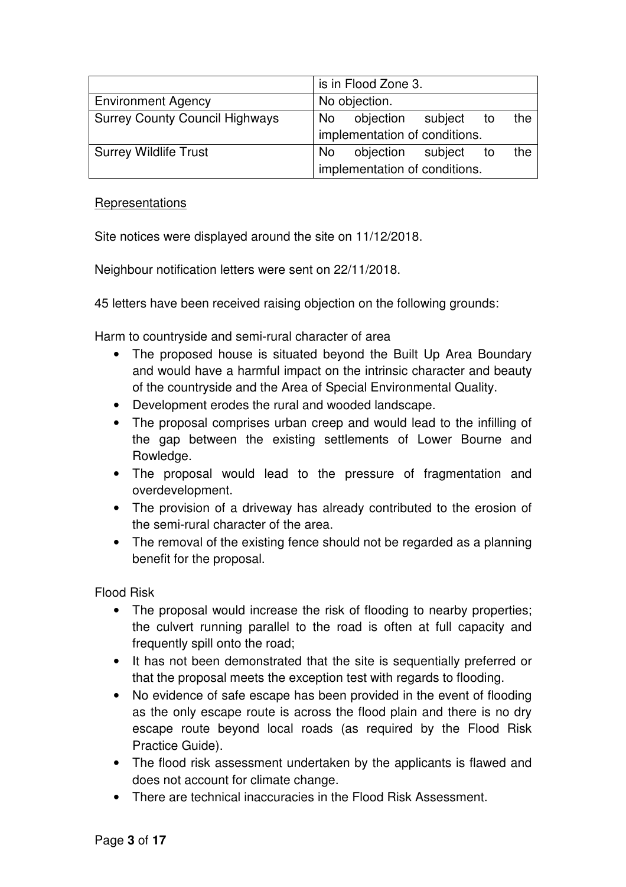| | |
|---|---|
| | is in Flood Zone 3. |
| Environment Agency | No objection. |
| Surrey County Council Highways | No objection subject to the implementation of conditions. |
| Surrey Wildlife Trust | No objection subject to the implementation of conditions. |

Representations

Site notices were displayed around the site on 11/12/2018.

Neighbour notification letters were sent on 22/11/2018.

45 letters have been received raising objection on the following grounds:

Harm to countryside and semi-rural character of area

- The proposed house is situated beyond the Built Up Area Boundary and would have a harmful impact on the intrinsic character and beauty of the countryside and the Area of Special Environmental Quality.
- Development erodes the rural and wooded landscape.
- The proposal comprises urban creep and would lead to the infilling of the gap between the existing settlements of Lower Bourne and Rowledge.
- The proposal would lead to the pressure of fragmentation and overdevelopment.
- The provision of a driveway has already contributed to the erosion of the semi-rural character of the area.
- The removal of the existing fence should not be regarded as a planning benefit for the proposal.

Flood Risk

- The proposal would increase the risk of flooding to nearby properties; the culvert running parallel to the road is often at full capacity and frequently spill onto the road;
- It has not been demonstrated that the site is sequentially preferred or that the proposal meets the exception test with regards to flooding.
- No evidence of safe escape has been provided in the event of flooding as the only escape route is across the flood plain and there is no dry escape route beyond local roads (as required by the Flood Risk Practice Guide).
- The flood risk assessment undertaken by the applicants is flawed and does not account for climate change.
- There are technical inaccuracies in the Flood Risk Assessment.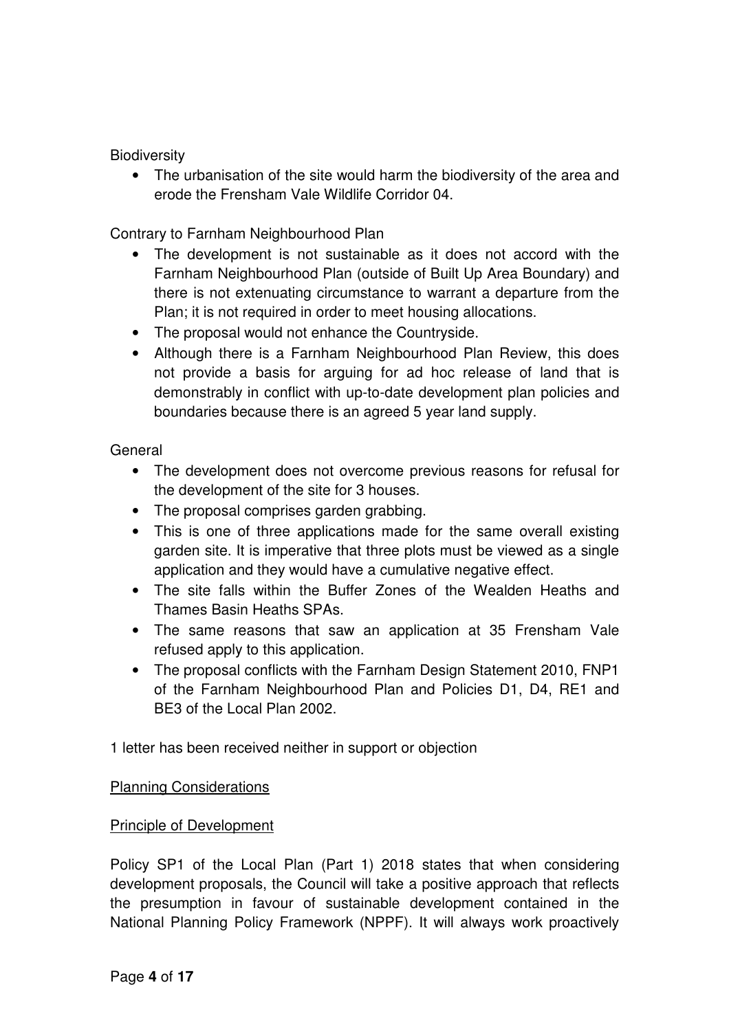Biodiversity

- The urbanisation of the site would harm the biodiversity of the area and erode the Frensham Vale Wildlife Corridor 04.

Contrary to Farnham Neighbourhood Plan

- The development is not sustainable as it does not accord with the Farnham Neighbourhood Plan (outside of Built Up Area Boundary) and there is not extenuating circumstance to warrant a departure from the Plan; it is not required in order to meet housing allocations.
- The proposal would not enhance the Countryside.
- Although there is a Farnham Neighbourhood Plan Review, this does not provide a basis for arguing for ad hoc release of land that is demonstrably in conflict with up-to-date development plan policies and boundaries because there is an agreed 5 year land supply.

General

- The development does not overcome previous reasons for refusal for the development of the site for 3 houses.
- The proposal comprises garden grabbing.
- This is one of three applications made for the same overall existing garden site. It is imperative that three plots must be viewed as a single application and they would have a cumulative negative effect.
- The site falls within the Buffer Zones of the Wealden Heaths and Thames Basin Heaths SPAs.
- The same reasons that saw an application at 35 Frensham Vale refused apply to this application.
- The proposal conflicts with the Farnham Design Statement 2010, FNP1 of the Farnham Neighbourhood Plan and Policies D1, D4, RE1 and BE3 of the Local Plan 2002.

1 letter has been received neither in support or objection

## Planning Considerations

### Principle of Development

Policy SP1 of the Local Plan (Part 1) 2018 states that when considering development proposals, the Council will take a positive approach that reflects the presumption in favour of sustainable development contained in the National Planning Policy Framework (NPPF). It will always work proactively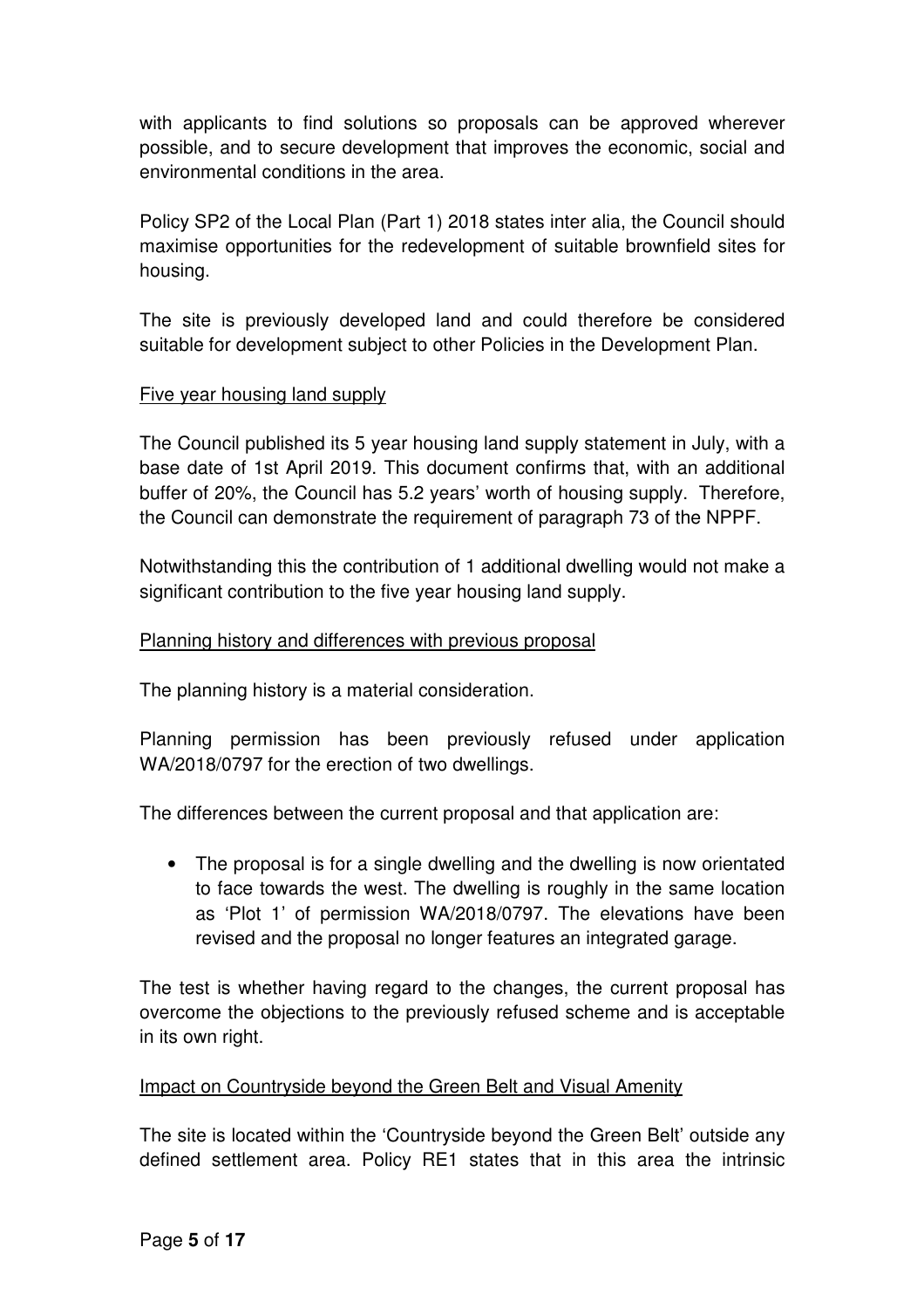with applicants to find solutions so proposals can be approved wherever possible, and to secure development that improves the economic, social and environmental conditions in the area.

Policy SP2 of the Local Plan (Part 1) 2018 states inter alia, the Council should maximise opportunities for the redevelopment of suitable brownfield sites for housing.

The site is previously developed land and could therefore be considered suitable for development subject to other Policies in the Development Plan.

<u>Five year housing land supply</u>

The Council published its 5 year housing land supply statement in July, with a base date of 1st April 2019. This document confirms that, with an additional buffer of 20%, the Council has 5.2 years' worth of housing supply. Therefore, the Council can demonstrate the requirement of paragraph 73 of the NPPF.

Notwithstanding this the contribution of 1 additional dwelling would not make a significant contribution to the five year housing land supply.

<u>Planning history and differences with previous proposal</u>

The planning history is a material consideration.

Planning permission has been previously refused under application WA/2018/0797 for the erection of two dwellings.

The differences between the current proposal and that application are:

- The proposal is for a single dwelling and the dwelling is now orientated to face towards the west. The dwelling is roughly in the same location as 'Plot 1' of permission WA/2018/0797. The elevations have been revised and the proposal no longer features an integrated garage.

The test is whether having regard to the changes, the current proposal has overcome the objections to the previously refused scheme and is acceptable in its own right.

<u>Impact on Countryside beyond the Green Belt and Visual Amenity</u>

The site is located within the 'Countryside beyond the Green Belt' outside any defined settlement area. Policy RE1 states that in this area the intrinsic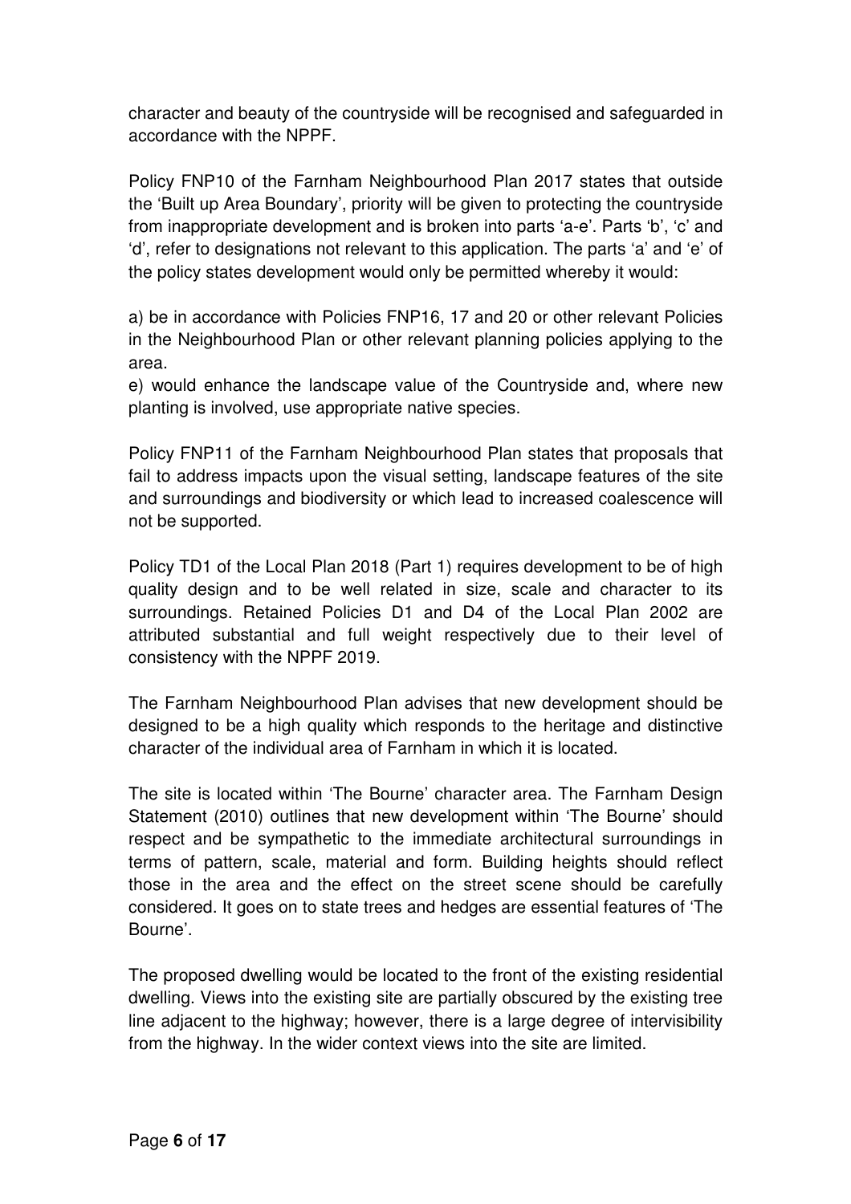character and beauty of the countryside will be recognised and safeguarded in accordance with the NPPF.

Policy FNP10 of the Farnham Neighbourhood Plan 2017 states that outside the 'Built up Area Boundary', priority will be given to protecting the countryside from inappropriate development and is broken into parts 'a-e'. Parts 'b', 'c' and 'd', refer to designations not relevant to this application. The parts 'a' and 'e' of the policy states development would only be permitted whereby it would:

a) be in accordance with Policies FNP16, 17 and 20 or other relevant Policies in the Neighbourhood Plan or other relevant planning policies applying to the area.
e) would enhance the landscape value of the Countryside and, where new planting is involved, use appropriate native species.

Policy FNP11 of the Farnham Neighbourhood Plan states that proposals that fail to address impacts upon the visual setting, landscape features of the site and surroundings and biodiversity or which lead to increased coalescence will not be supported.

Policy TD1 of the Local Plan 2018 (Part 1) requires development to be of high quality design and to be well related in size, scale and character to its surroundings. Retained Policies D1 and D4 of the Local Plan 2002 are attributed substantial and full weight respectively due to their level of consistency with the NPPF 2019.

The Farnham Neighbourhood Plan advises that new development should be designed to be a high quality which responds to the heritage and distinctive character of the individual area of Farnham in which it is located.

The site is located within 'The Bourne' character area. The Farnham Design Statement (2010) outlines that new development within 'The Bourne' should respect and be sympathetic to the immediate architectural surroundings in terms of pattern, scale, material and form. Building heights should reflect those in the area and the effect on the street scene should be carefully considered. It goes on to state trees and hedges are essential features of 'The Bourne'.

The proposed dwelling would be located to the front of the existing residential dwelling. Views into the existing site are partially obscured by the existing tree line adjacent to the highway; however, there is a large degree of intervisibility from the highway. In the wider context views into the site are limited.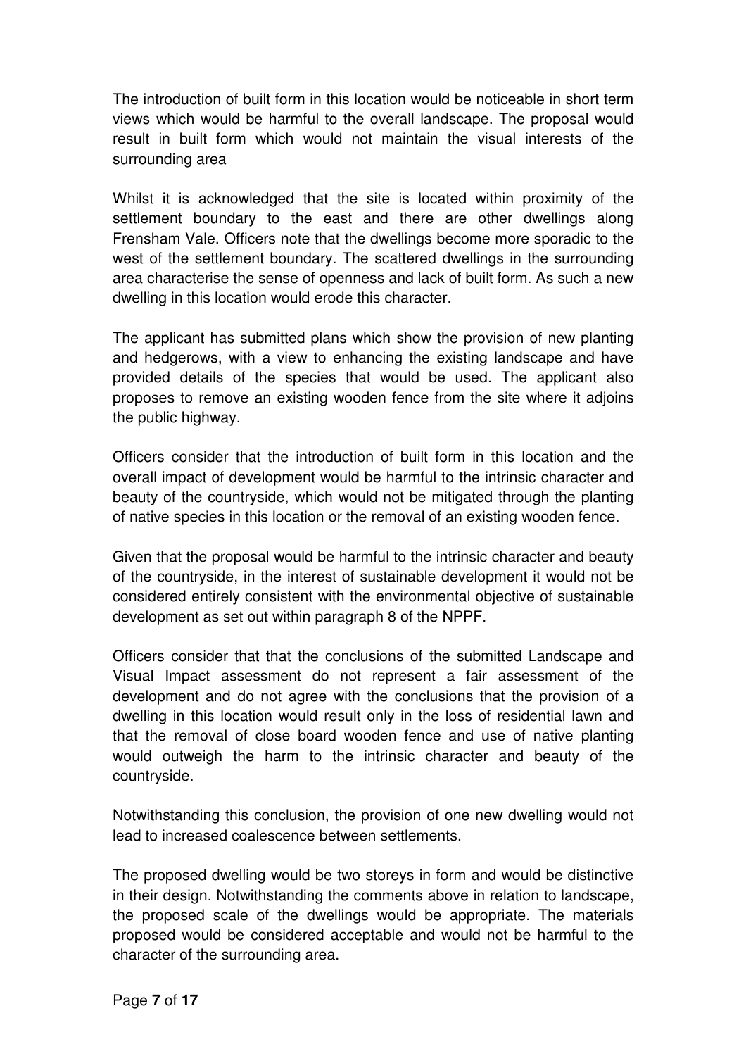The introduction of built form in this location would be noticeable in short term views which would be harmful to the overall landscape. The proposal would result in built form which would not maintain the visual interests of the surrounding area

Whilst it is acknowledged that the site is located within proximity of the settlement boundary to the east and there are other dwellings along Frensham Vale. Officers note that the dwellings become more sporadic to the west of the settlement boundary. The scattered dwellings in the surrounding area characterise the sense of openness and lack of built form. As such a new dwelling in this location would erode this character.

The applicant has submitted plans which show the provision of new planting and hedgerows, with a view to enhancing the existing landscape and have provided details of the species that would be used. The applicant also proposes to remove an existing wooden fence from the site where it adjoins the public highway.

Officers consider that the introduction of built form in this location and the overall impact of development would be harmful to the intrinsic character and beauty of the countryside, which would not be mitigated through the planting of native species in this location or the removal of an existing wooden fence.

Given that the proposal would be harmful to the intrinsic character and beauty of the countryside, in the interest of sustainable development it would not be considered entirely consistent with the environmental objective of sustainable development as set out within paragraph 8 of the NPPF.

Officers consider that that the conclusions of the submitted Landscape and Visual Impact assessment do not represent a fair assessment of the development and do not agree with the conclusions that the provision of a dwelling in this location would result only in the loss of residential lawn and that the removal of close board wooden fence and use of native planting would outweigh the harm to the intrinsic character and beauty of the countryside.

Notwithstanding this conclusion, the provision of one new dwelling would not lead to increased coalescence between settlements.

The proposed dwelling would be two storeys in form and would be distinctive in their design. Notwithstanding the comments above in relation to landscape, the proposed scale of the dwellings would be appropriate. The materials proposed would be considered acceptable and would not be harmful to the character of the surrounding area.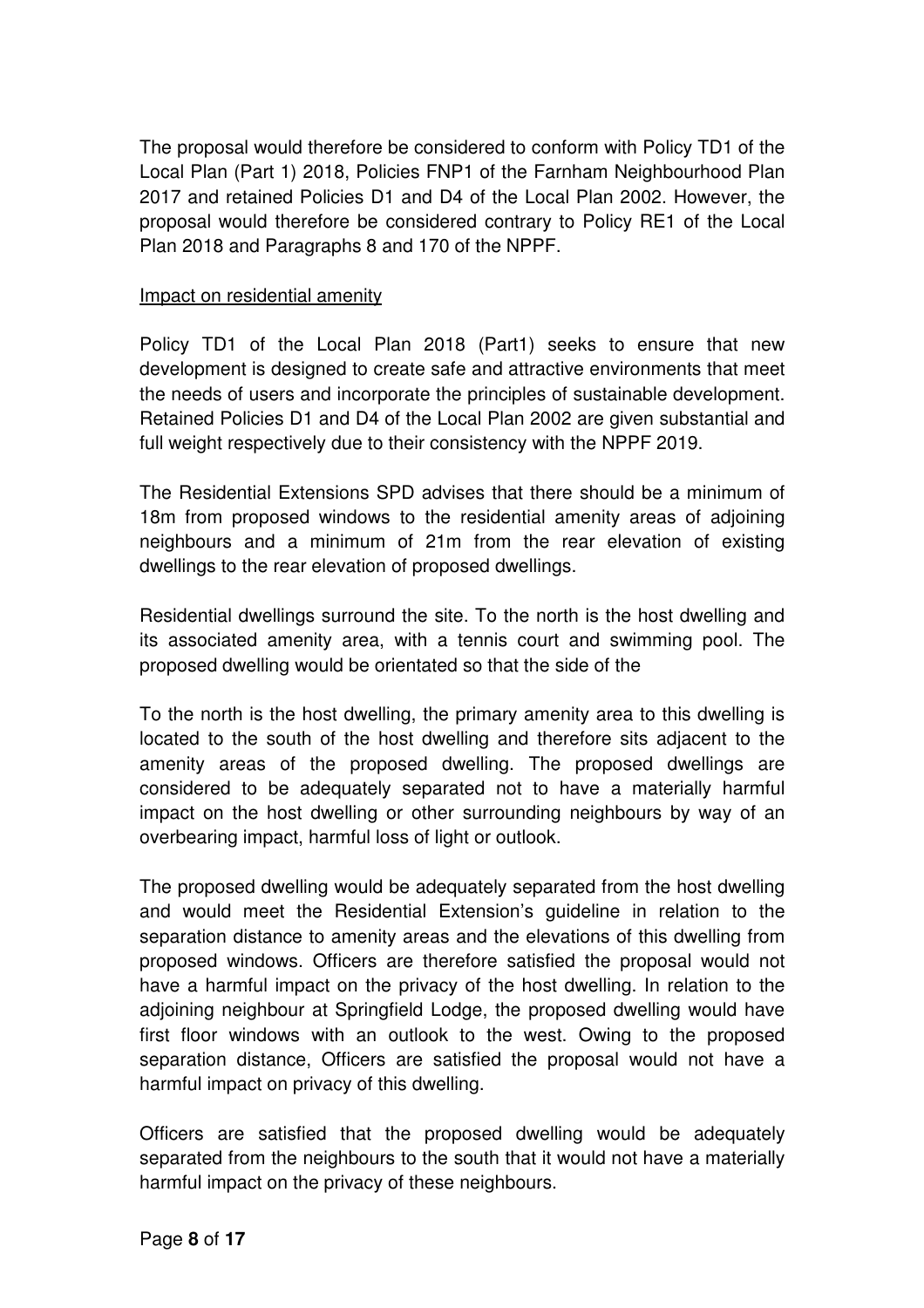The proposal would therefore be considered to conform with Policy TD1 of the Local Plan (Part 1) 2018, Policies FNP1 of the Farnham Neighbourhood Plan 2017 and retained Policies D1 and D4 of the Local Plan 2002. However, the proposal would therefore be considered contrary to Policy RE1 of the Local Plan 2018 and Paragraphs 8 and 170 of the NPPF.

Impact on residential amenity

Policy TD1 of the Local Plan 2018 (Part1) seeks to ensure that new development is designed to create safe and attractive environments that meet the needs of users and incorporate the principles of sustainable development. Retained Policies D1 and D4 of the Local Plan 2002 are given substantial and full weight respectively due to their consistency with the NPPF 2019.

The Residential Extensions SPD advises that there should be a minimum of 18m from proposed windows to the residential amenity areas of adjoining neighbours and a minimum of 21m from the rear elevation of existing dwellings to the rear elevation of proposed dwellings.

Residential dwellings surround the site. To the north is the host dwelling and its associated amenity area, with a tennis court and swimming pool. The proposed dwelling would be orientated so that the side of the

To the north is the host dwelling, the primary amenity area to this dwelling is located to the south of the host dwelling and therefore sits adjacent to the amenity areas of the proposed dwelling. The proposed dwellings are considered to be adequately separated not to have a materially harmful impact on the host dwelling or other surrounding neighbours by way of an overbearing impact, harmful loss of light or outlook.

The proposed dwelling would be adequately separated from the host dwelling and would meet the Residential Extension's guideline in relation to the separation distance to amenity areas and the elevations of this dwelling from proposed windows. Officers are therefore satisfied the proposal would not have a harmful impact on the privacy of the host dwelling. In relation to the adjoining neighbour at Springfield Lodge, the proposed dwelling would have first floor windows with an outlook to the west. Owing to the proposed separation distance, Officers are satisfied the proposal would not have a harmful impact on privacy of this dwelling.

Officers are satisfied that the proposed dwelling would be adequately separated from the neighbours to the south that it would not have a materially harmful impact on the privacy of these neighbours.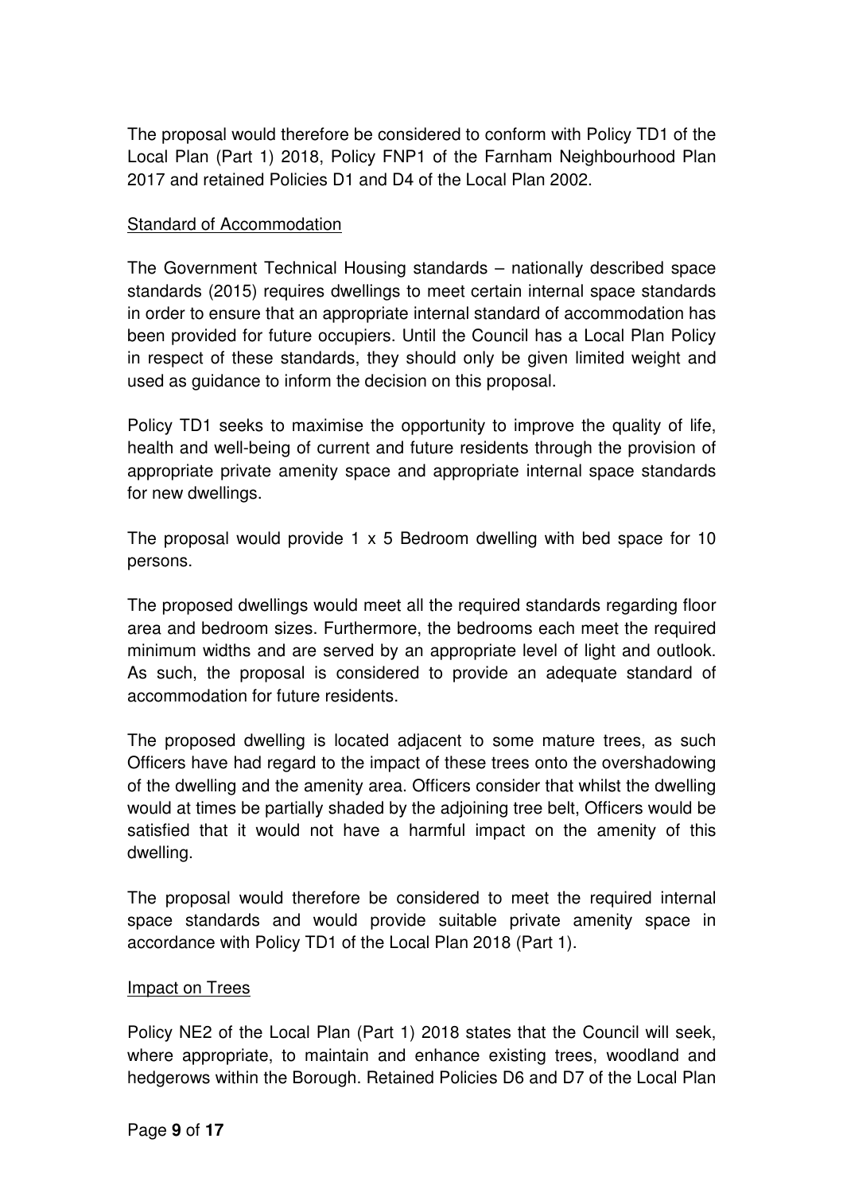The proposal would therefore be considered to conform with Policy TD1 of the Local Plan (Part 1) 2018, Policy FNP1 of the Farnham Neighbourhood Plan 2017 and retained Policies D1 and D4 of the Local Plan 2002.

Standard of Accommodation

The Government Technical Housing standards – nationally described space standards (2015) requires dwellings to meet certain internal space standards in order to ensure that an appropriate internal standard of accommodation has been provided for future occupiers. Until the Council has a Local Plan Policy in respect of these standards, they should only be given limited weight and used as guidance to inform the decision on this proposal.

Policy TD1 seeks to maximise the opportunity to improve the quality of life, health and well-being of current and future residents through the provision of appropriate private amenity space and appropriate internal space standards for new dwellings.

The proposal would provide 1 x 5 Bedroom dwelling with bed space for 10 persons.

The proposed dwellings would meet all the required standards regarding floor area and bedroom sizes. Furthermore, the bedrooms each meet the required minimum widths and are served by an appropriate level of light and outlook. As such, the proposal is considered to provide an adequate standard of accommodation for future residents.

The proposed dwelling is located adjacent to some mature trees, as such Officers have had regard to the impact of these trees onto the overshadowing of the dwelling and the amenity area. Officers consider that whilst the dwelling would at times be partially shaded by the adjoining tree belt, Officers would be satisfied that it would not have a harmful impact on the amenity of this dwelling.

The proposal would therefore be considered to meet the required internal space standards and would provide suitable private amenity space in accordance with Policy TD1 of the Local Plan 2018 (Part 1).

Impact on Trees

Policy NE2 of the Local Plan (Part 1) 2018 states that the Council will seek, where appropriate, to maintain and enhance existing trees, woodland and hedgerows within the Borough. Retained Policies D6 and D7 of the Local Plan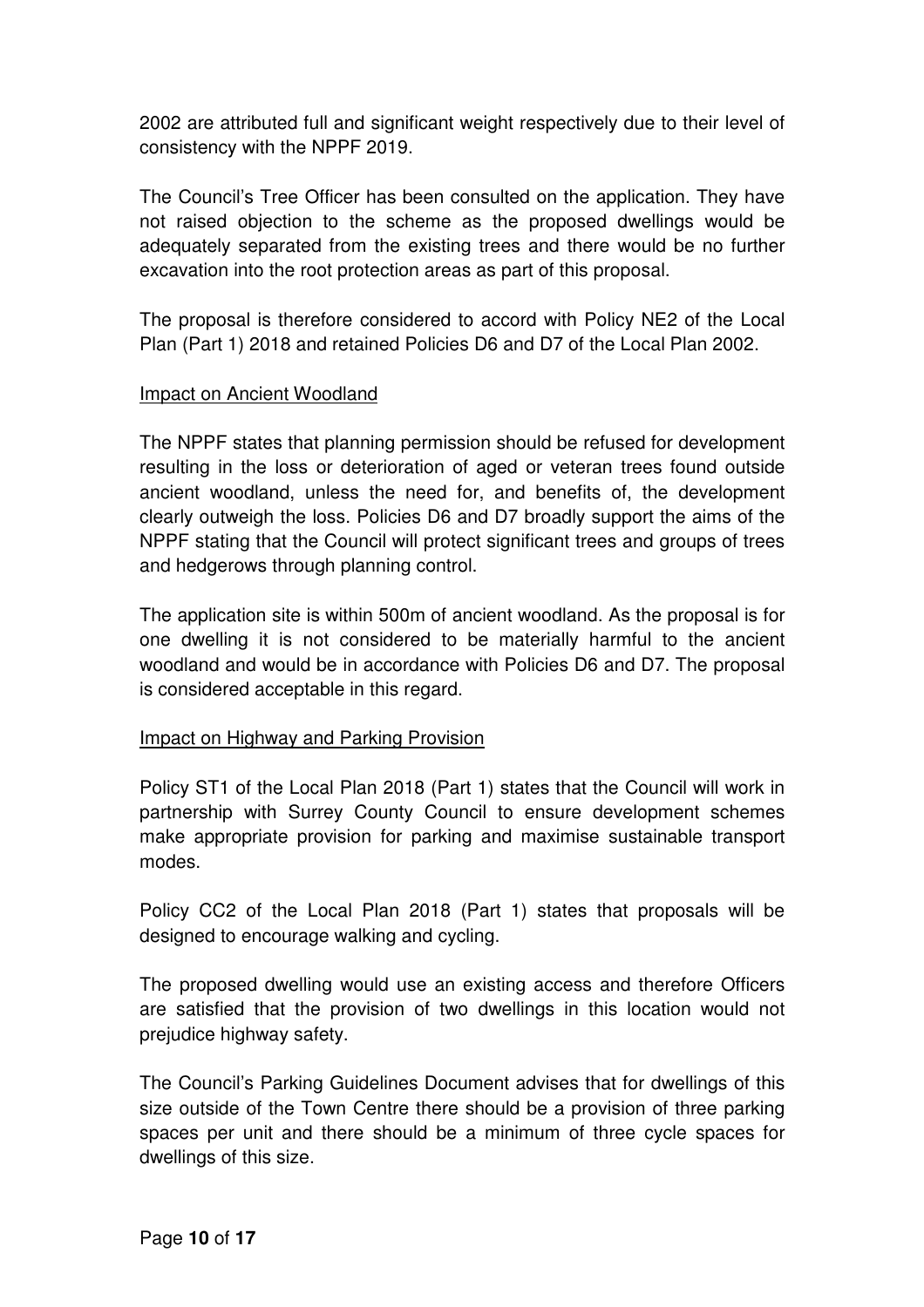2002 are attributed full and significant weight respectively due to their level of consistency with the NPPF 2019.

The Council's Tree Officer has been consulted on the application. They have not raised objection to the scheme as the proposed dwellings would be adequately separated from the existing trees and there would be no further excavation into the root protection areas as part of this proposal.

The proposal is therefore considered to accord with Policy NE2 of the Local Plan (Part 1) 2018 and retained Policies D6 and D7 of the Local Plan 2002.

<u>Impact on Ancient Woodland</u>

The NPPF states that planning permission should be refused for development resulting in the loss or deterioration of aged or veteran trees found outside ancient woodland, unless the need for, and benefits of, the development clearly outweigh the loss. Policies D6 and D7 broadly support the aims of the NPPF stating that the Council will protect significant trees and groups of trees and hedgerows through planning control.

The application site is within 500m of ancient woodland. As the proposal is for one dwelling it is not considered to be materially harmful to the ancient woodland and would be in accordance with Policies D6 and D7. The proposal is considered acceptable in this regard.

<u>Impact on Highway and Parking Provision</u>

Policy ST1 of the Local Plan 2018 (Part 1) states that the Council will work in partnership with Surrey County Council to ensure development schemes make appropriate provision for parking and maximise sustainable transport modes.

Policy CC2 of the Local Plan 2018 (Part 1) states that proposals will be designed to encourage walking and cycling.

The proposed dwelling would use an existing access and therefore Officers are satisfied that the provision of two dwellings in this location would not prejudice highway safety.

The Council's Parking Guidelines Document advises that for dwellings of this size outside of the Town Centre there should be a provision of three parking spaces per unit and there should be a minimum of three cycle spaces for dwellings of this size.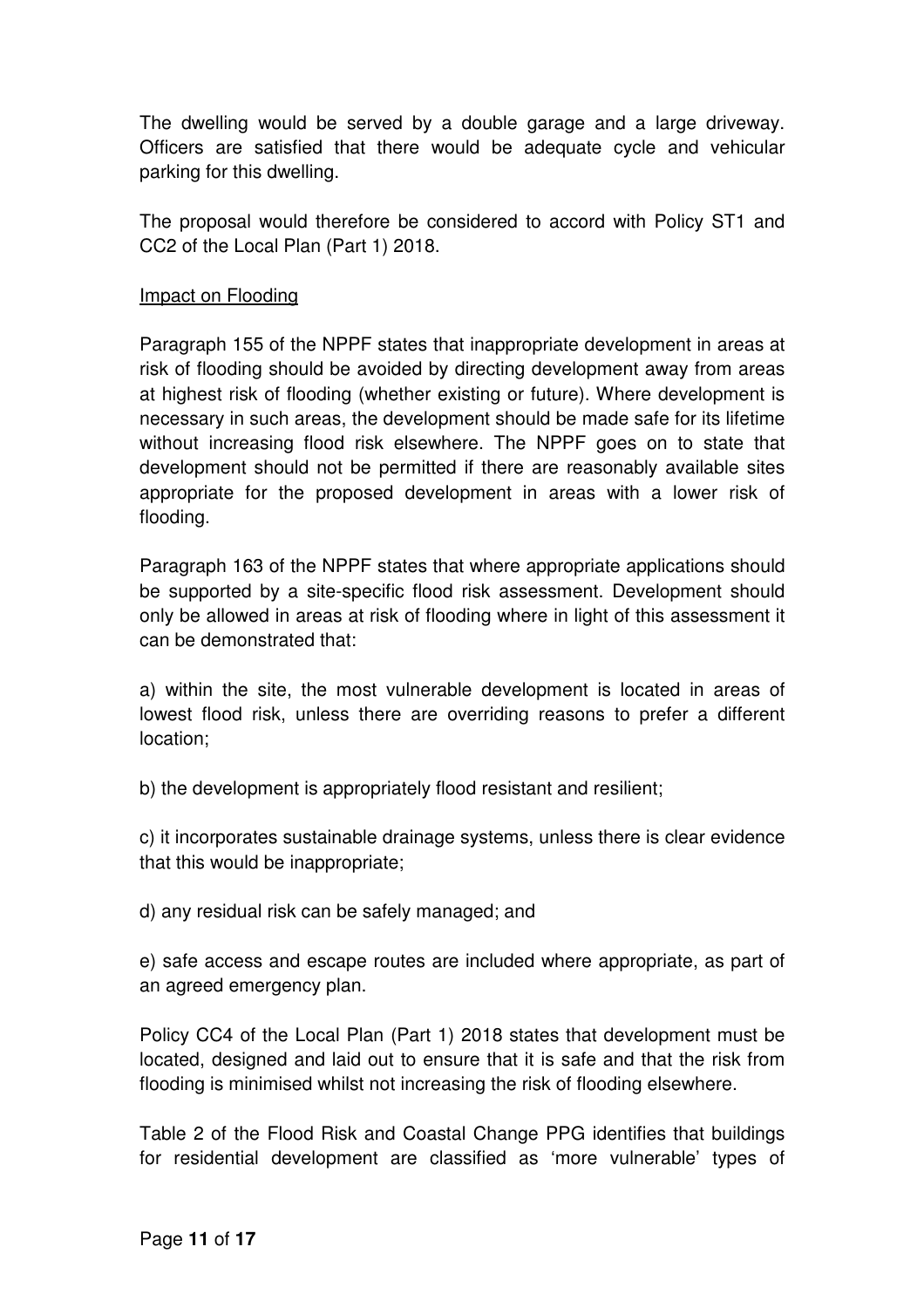The dwelling would be served by a double garage and a large driveway. Officers are satisfied that there would be adequate cycle and vehicular parking for this dwelling.

The proposal would therefore be considered to accord with Policy ST1 and CC2 of the Local Plan (Part 1) 2018.

Impact on Flooding

Paragraph 155 of the NPPF states that inappropriate development in areas at risk of flooding should be avoided by directing development away from areas at highest risk of flooding (whether existing or future). Where development is necessary in such areas, the development should be made safe for its lifetime without increasing flood risk elsewhere. The NPPF goes on to state that development should not be permitted if there are reasonably available sites appropriate for the proposed development in areas with a lower risk of flooding.

Paragraph 163 of the NPPF states that where appropriate applications should be supported by a site-specific flood risk assessment. Development should only be allowed in areas at risk of flooding where in light of this assessment it can be demonstrated that:

a) within the site, the most vulnerable development is located in areas of lowest flood risk, unless there are overriding reasons to prefer a different location;

b) the development is appropriately flood resistant and resilient;

c) it incorporates sustainable drainage systems, unless there is clear evidence that this would be inappropriate;

d) any residual risk can be safely managed; and

e) safe access and escape routes are included where appropriate, as part of an agreed emergency plan.

Policy CC4 of the Local Plan (Part 1) 2018 states that development must be located, designed and laid out to ensure that it is safe and that the risk from flooding is minimised whilst not increasing the risk of flooding elsewhere.

Table 2 of the Flood Risk and Coastal Change PPG identifies that buildings for residential development are classified as 'more vulnerable' types of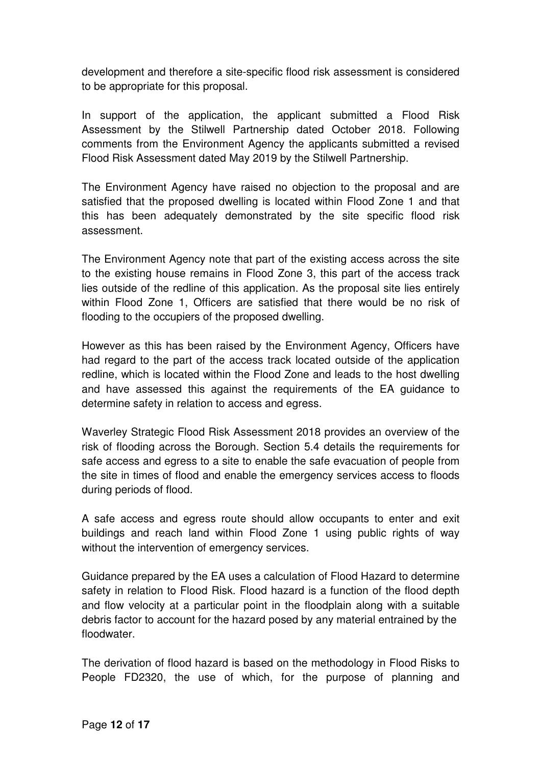development and therefore a site-specific flood risk assessment is considered to be appropriate for this proposal.

In support of the application, the applicant submitted a Flood Risk Assessment by the Stilwell Partnership dated October 2018. Following comments from the Environment Agency the applicants submitted a revised Flood Risk Assessment dated May 2019 by the Stilwell Partnership.

The Environment Agency have raised no objection to the proposal and are satisfied that the proposed dwelling is located within Flood Zone 1 and that this has been adequately demonstrated by the site specific flood risk assessment.

The Environment Agency note that part of the existing access across the site to the existing house remains in Flood Zone 3, this part of the access track lies outside of the redline of this application. As the proposal site lies entirely within Flood Zone 1, Officers are satisfied that there would be no risk of flooding to the occupiers of the proposed dwelling.

However as this has been raised by the Environment Agency, Officers have had regard to the part of the access track located outside of the application redline, which is located within the Flood Zone and leads to the host dwelling and have assessed this against the requirements of the EA guidance to determine safety in relation to access and egress.

Waverley Strategic Flood Risk Assessment 2018 provides an overview of the risk of flooding across the Borough. Section 5.4 details the requirements for safe access and egress to a site to enable the safe evacuation of people from the site in times of flood and enable the emergency services access to floods during periods of flood.

A safe access and egress route should allow occupants to enter and exit buildings and reach land within Flood Zone 1 using public rights of way without the intervention of emergency services.

Guidance prepared by the EA uses a calculation of Flood Hazard to determine safety in relation to Flood Risk. Flood hazard is a function of the flood depth and flow velocity at a particular point in the floodplain along with a suitable debris factor to account for the hazard posed by any material entrained by the floodwater.

The derivation of flood hazard is based on the methodology in Flood Risks to People FD2320, the use of which, for the purpose of planning and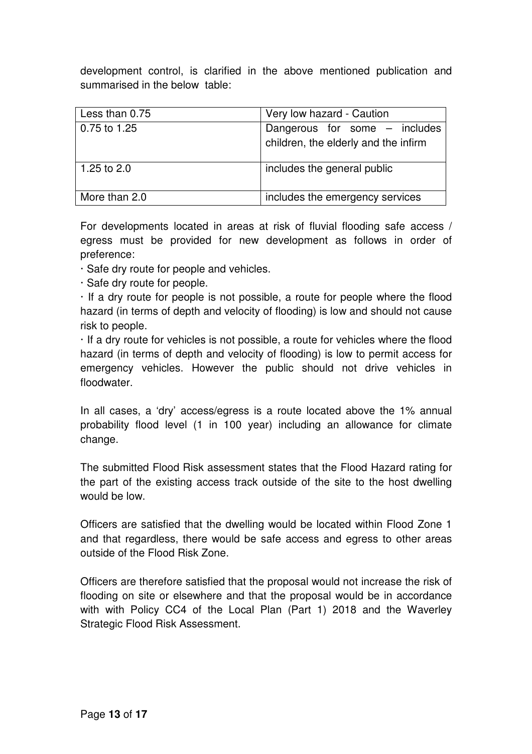development control, is clarified in the above mentioned publication and summarised in the below table:

| Less than 0.75 | Very low hazard - Caution |
|---|---|
| 0.75 to 1.25 | Dangerous for some – includes children, the elderly and the infirm |
| 1.25 to 2.0 | includes the general public |
| More than 2.0 | includes the emergency services |

For developments located in areas at risk of fluvial flooding safe access / egress must be provided for new development as follows in order of preference:

· Safe dry route for people and vehicles.

· Safe dry route for people.

· If a dry route for people is not possible, a route for people where the flood hazard (in terms of depth and velocity of flooding) is low and should not cause risk to people.

· If a dry route for vehicles is not possible, a route for vehicles where the flood hazard (in terms of depth and velocity of flooding) is low to permit access for emergency vehicles. However the public should not drive vehicles in floodwater.

In all cases, a 'dry' access/egress is a route located above the 1% annual probability flood level (1 in 100 year) including an allowance for climate change.

The submitted Flood Risk assessment states that the Flood Hazard rating for the part of the existing access track outside of the site to the host dwelling would be low.

Officers are satisfied that the dwelling would be located within Flood Zone 1 and that regardless, there would be safe access and egress to other areas outside of the Flood Risk Zone.

Officers are therefore satisfied that the proposal would not increase the risk of flooding on site or elsewhere and that the proposal would be in accordance with with Policy CC4 of the Local Plan (Part 1) 2018 and the Waverley Strategic Flood Risk Assessment.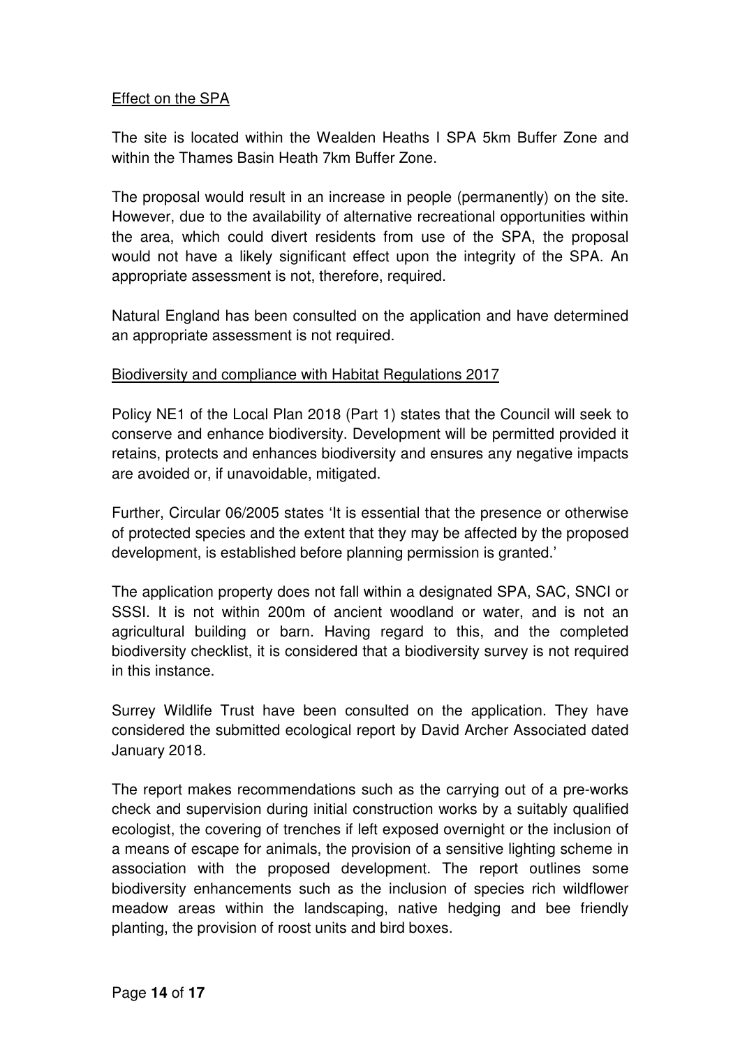Effect on the SPA

The site is located within the Wealden Heaths I SPA 5km Buffer Zone and within the Thames Basin Heath 7km Buffer Zone.

The proposal would result in an increase in people (permanently) on the site. However, due to the availability of alternative recreational opportunities within the area, which could divert residents from use of the SPA, the proposal would not have a likely significant effect upon the integrity of the SPA. An appropriate assessment is not, therefore, required.

Natural England has been consulted on the application and have determined an appropriate assessment is not required.

Biodiversity and compliance with Habitat Regulations 2017

Policy NE1 of the Local Plan 2018 (Part 1) states that the Council will seek to conserve and enhance biodiversity. Development will be permitted provided it retains, protects and enhances biodiversity and ensures any negative impacts are avoided or, if unavoidable, mitigated.

Further, Circular 06/2005 states 'It is essential that the presence or otherwise of protected species and the extent that they may be affected by the proposed development, is established before planning permission is granted.'

The application property does not fall within a designated SPA, SAC, SNCI or SSSI. It is not within 200m of ancient woodland or water, and is not an agricultural building or barn. Having regard to this, and the completed biodiversity checklist, it is considered that a biodiversity survey is not required in this instance.

Surrey Wildlife Trust have been consulted on the application. They have considered the submitted ecological report by David Archer Associated dated January 2018.

The report makes recommendations such as the carrying out of a pre-works check and supervision during initial construction works by a suitably qualified ecologist, the covering of trenches if left exposed overnight or the inclusion of a means of escape for animals, the provision of a sensitive lighting scheme in association with the proposed development. The report outlines some biodiversity enhancements such as the inclusion of species rich wildflower meadow areas within the landscaping, native hedging and bee friendly planting, the provision of roost units and bird boxes.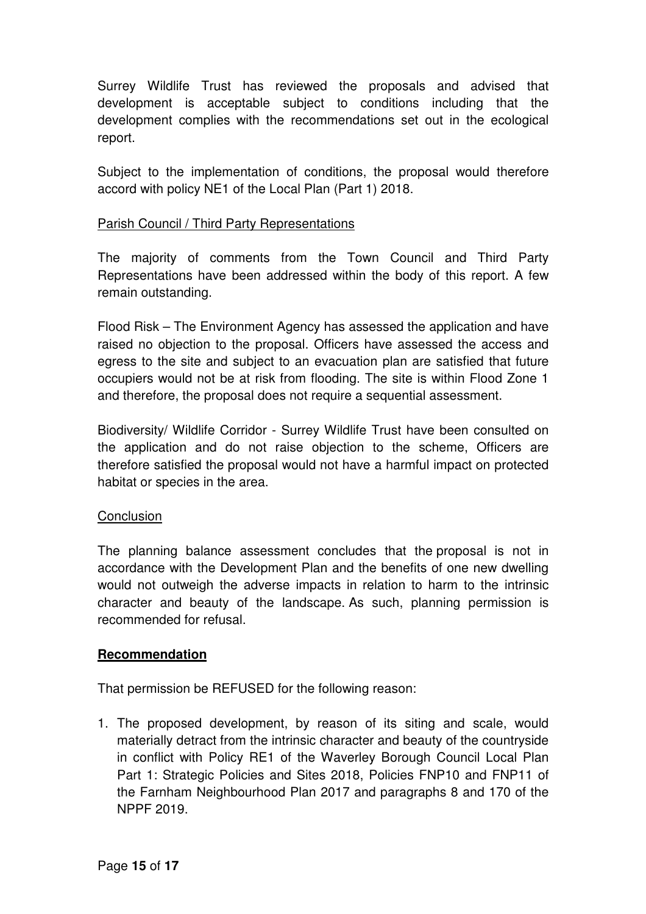Surrey Wildlife Trust has reviewed the proposals and advised that development is acceptable subject to conditions including that the development complies with the recommendations set out in the ecological report.

Subject to the implementation of conditions, the proposal would therefore accord with policy NE1 of the Local Plan (Part 1) 2018.

<u>Parish Council / Third Party Representations</u>

The majority of comments from the Town Council and Third Party Representations have been addressed within the body of this report. A few remain outstanding.

Flood Risk – The Environment Agency has assessed the application and have raised no objection to the proposal. Officers have assessed the access and egress to the site and subject to an evacuation plan are satisfied that future occupiers would not be at risk from flooding. The site is within Flood Zone 1 and therefore, the proposal does not require a sequential assessment.

Biodiversity/ Wildlife Corridor - Surrey Wildlife Trust have been consulted on the application and do not raise objection to the scheme, Officers are therefore satisfied the proposal would not have a harmful impact on protected habitat or species in the area.

<u>Conclusion</u>

The planning balance assessment concludes that the proposal is not in accordance with the Development Plan and the benefits of one new dwelling would not outweigh the adverse impacts in relation to harm to the intrinsic character and beauty of the landscape. As such, planning permission is recommended for refusal.

**<u>Recommendation</u>**

That permission be REFUSED for the following reason:

1. The proposed development, by reason of its siting and scale, would materially detract from the intrinsic character and beauty of the countryside in conflict with Policy RE1 of the Waverley Borough Council Local Plan Part 1: Strategic Policies and Sites 2018, Policies FNP10 and FNP11 of the Farnham Neighbourhood Plan 2017 and paragraphs 8 and 170 of the NPPF 2019.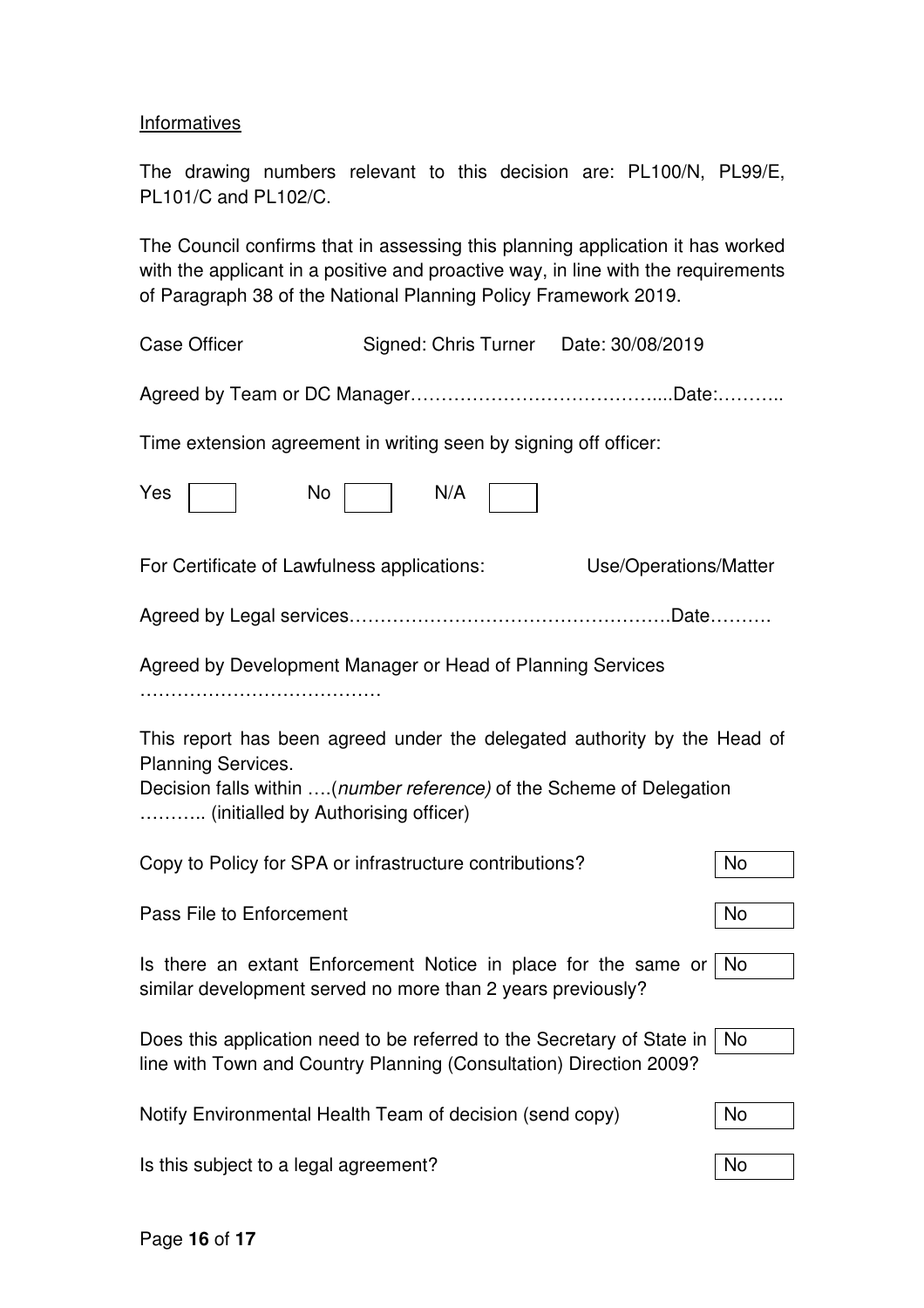Informatives

The drawing numbers relevant to this decision are: PL100/N, PL99/E, PL101/C and PL102/C.

The Council confirms that in assessing this planning application it has worked with the applicant in a positive and proactive way, in line with the requirements of Paragraph 38 of the National Planning Policy Framework 2019.

Case Officer Signed: Chris Turner Date: 30/08/2019

Agreed by Team or DC Manager…………………………………....Date:………..

Time extension agreement in writing seen by signing off officer:

Yes [ ] No [ ] N/A [ ]

For Certificate of Lawfulness applications: Use/Operations/Matter

Agreed by Legal services…………………………………………….Date……….

Agreed by Development Manager or Head of Planning Services
…………………………………

This report has been agreed under the delegated authority by the Head of Planning Services.
Decision falls within ….(*number reference)* of the Scheme of Delegation
……….. (initialled by Authorising officer)

| | |
|---|---|
| Copy to Policy for SPA or infrastructure contributions? | No |
| Pass File to Enforcement | No |
| Is there an extant Enforcement Notice in place for the same or similar development served no more than 2 years previously? | No |
| Does this application need to be referred to the Secretary of State in line with Town and Country Planning (Consultation) Direction 2009? | No |
| Notify Environmental Health Team of decision (send copy) | No |
| Is this subject to a legal agreement? | No |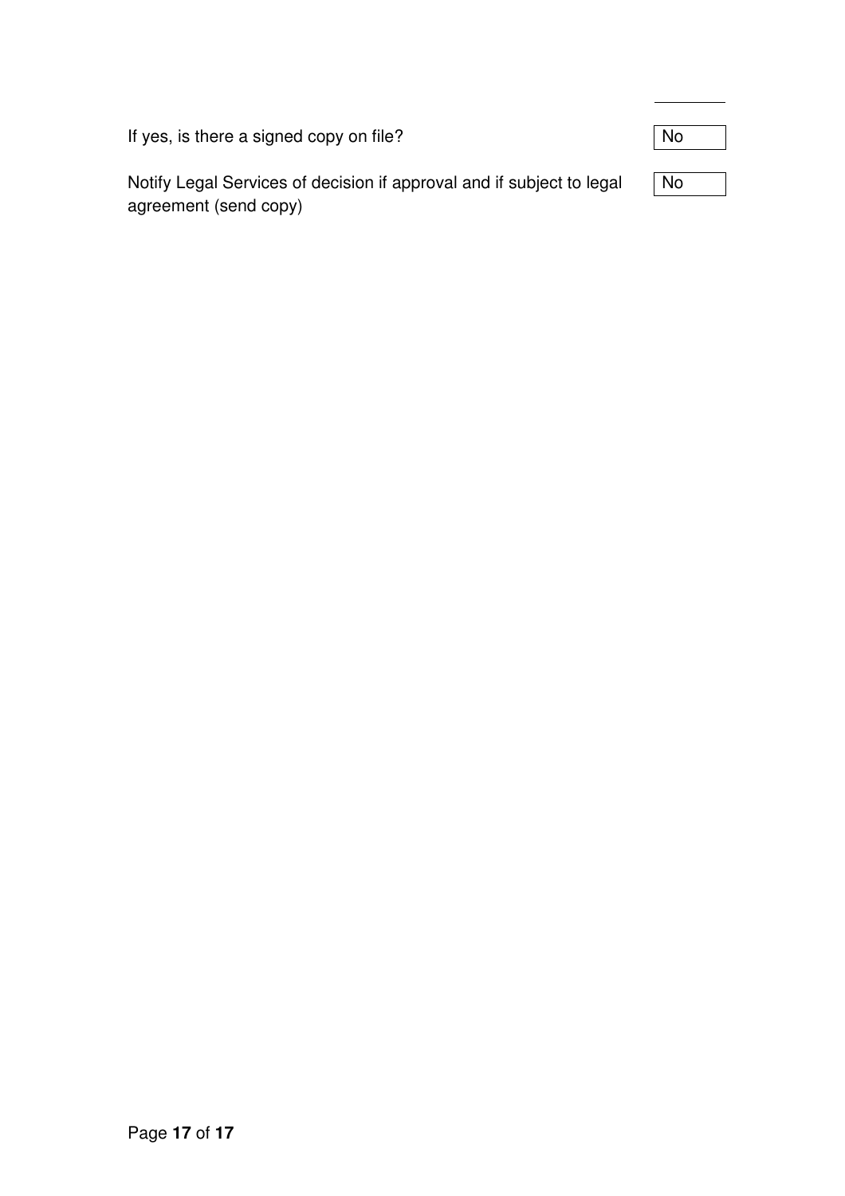| | |
|---|---|
| If yes, is there a signed copy on file? | No |
| Notify Legal Services of decision if approval and if subject to legal agreement (send copy) | No |